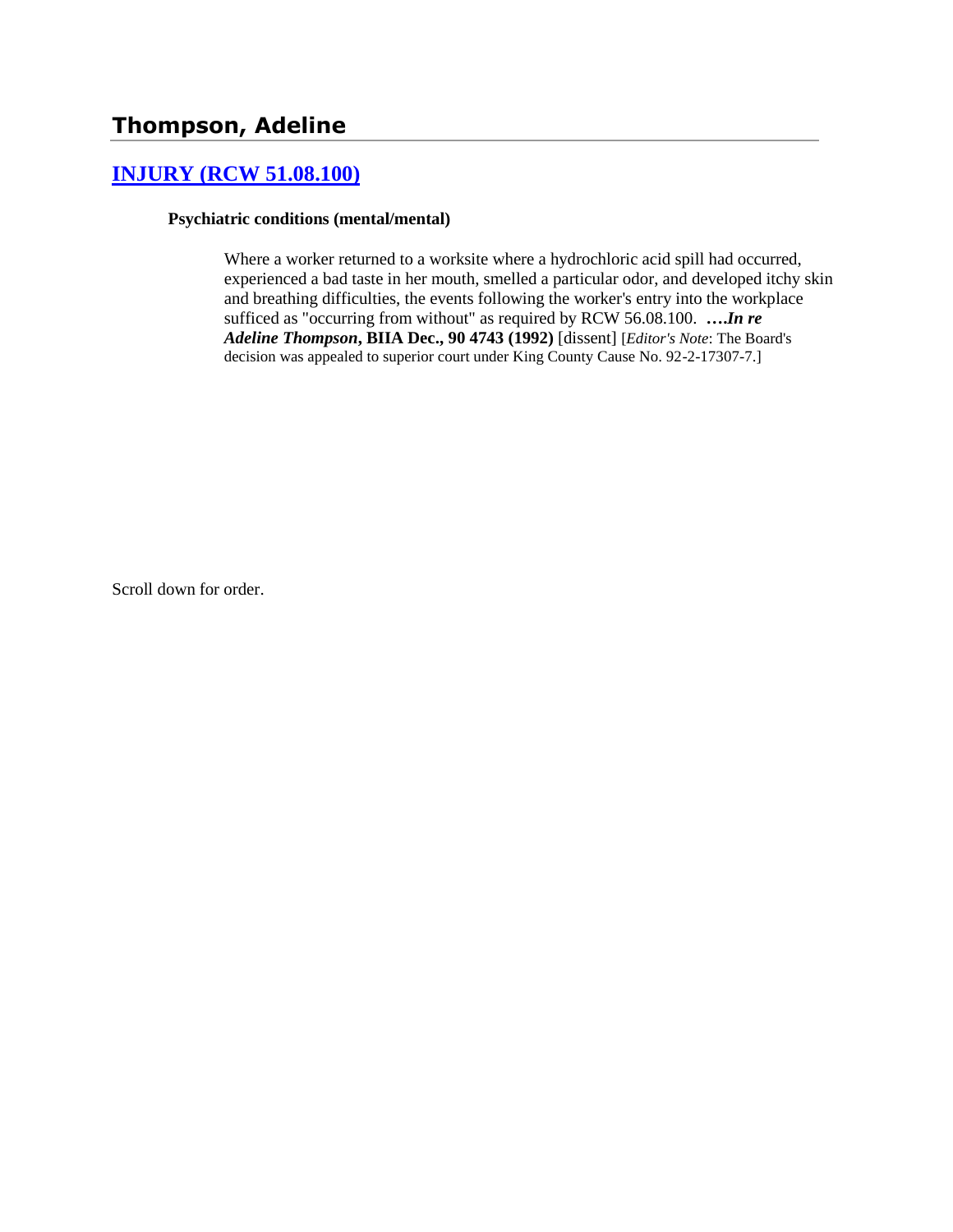## Thompson, Adeline

### [INJURY (RCW 51.08.100)]

**Psychiatric conditions (mental/mental)**

> Where a worker returned to a worksite where a hydrochloric acid spill had occurred, experienced a bad taste in her mouth, smelled a particular odor, and developed itchy skin and breathing difficulties, the events following the worker's entry into the workplace sufficed as "occurring from without" as required by RCW 56.08.100. ***….In re Adeline Thompson*, BIIA Dec., 90 4743 (1992)** [dissent] [*Editor's Note*: The Board's decision was appealed to superior court under King County Cause No. 92-2-17307-7.]

Scroll down for order.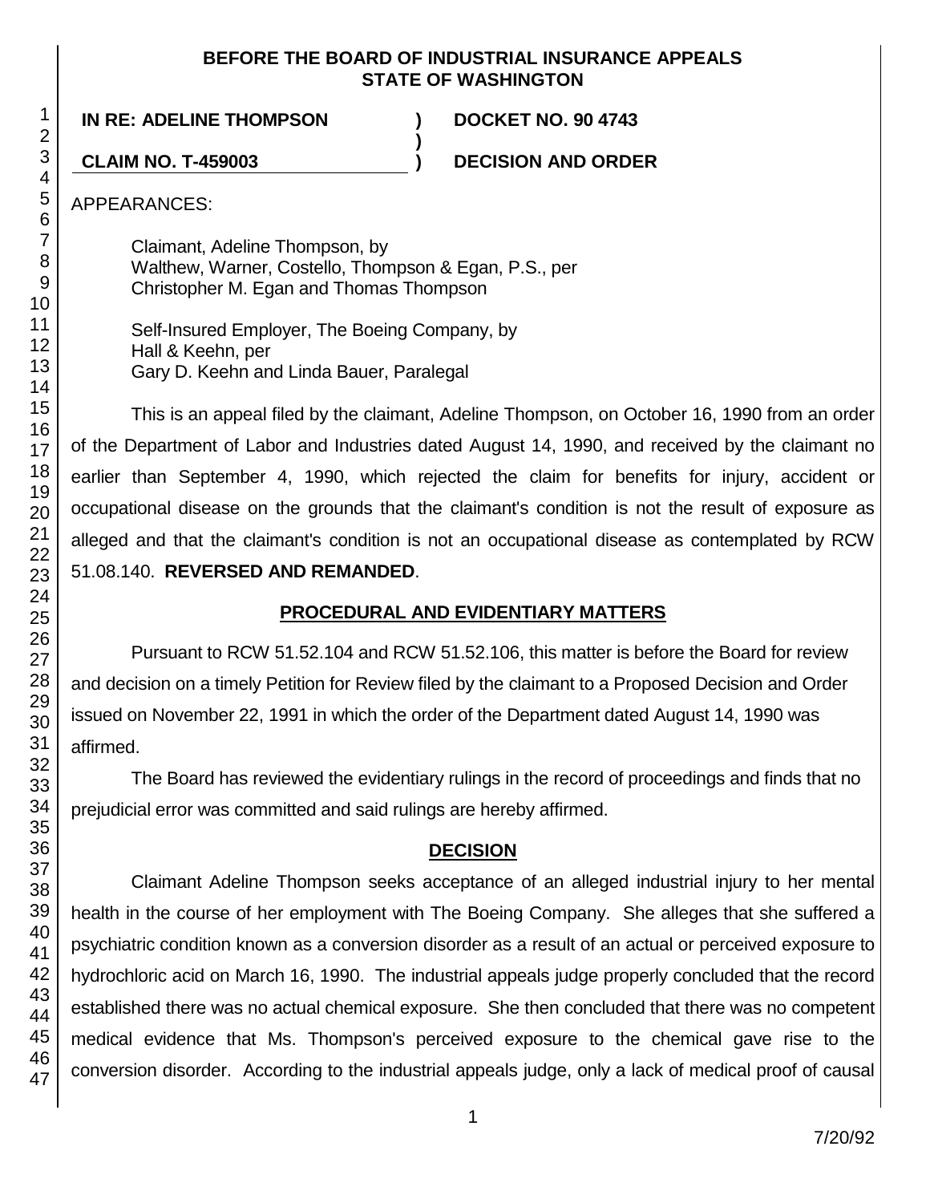**BEFORE THE BOARD OF INDUSTRIAL INSURANCE APPEALS**
**STATE OF WASHINGTON**

**IN RE: ADELINE THOMPSON** ) **DOCKET NO. 90 4743**
)
**CLAIM NO. T-459003** ) **DECISION AND ORDER**

APPEARANCES:

Claimant, Adeline Thompson, by
Walthew, Warner, Costello, Thompson & Egan, P.S., per
Christopher M. Egan and Thomas Thompson

Self-Insured Employer, The Boeing Company, by
Hall & Keehn, per
Gary D. Keehn and Linda Bauer, Paralegal

This is an appeal filed by the claimant, Adeline Thompson, on October 16, 1990 from an order of the Department of Labor and Industries dated August 14, 1990, and received by the claimant no earlier than September 4, 1990, which rejected the claim for benefits for injury, accident or occupational disease on the grounds that the claimant's condition is not the result of exposure as alleged and that the claimant's condition is not an occupational disease as contemplated by RCW 51.08.140. **REVERSED AND REMANDED**.

## PROCEDURAL AND EVIDENTIARY MATTERS

Pursuant to RCW 51.52.104 and RCW 51.52.106, this matter is before the Board for review and decision on a timely Petition for Review filed by the claimant to a Proposed Decision and Order issued on November 22, 1991 in which the order of the Department dated August 14, 1990 was affirmed.

The Board has reviewed the evidentiary rulings in the record of proceedings and finds that no prejudicial error was committed and said rulings are hereby affirmed.

## DECISION

Claimant Adeline Thompson seeks acceptance of an alleged industrial injury to her mental health in the course of her employment with The Boeing Company. She alleges that she suffered a psychiatric condition known as a conversion disorder as a result of an actual or perceived exposure to hydrochloric acid on March 16, 1990. The industrial appeals judge properly concluded that the record established there was no actual chemical exposure. She then concluded that there was no competent medical evidence that Ms. Thompson's perceived exposure to the chemical gave rise to the conversion disorder. According to the industrial appeals judge, only a lack of medical proof of causal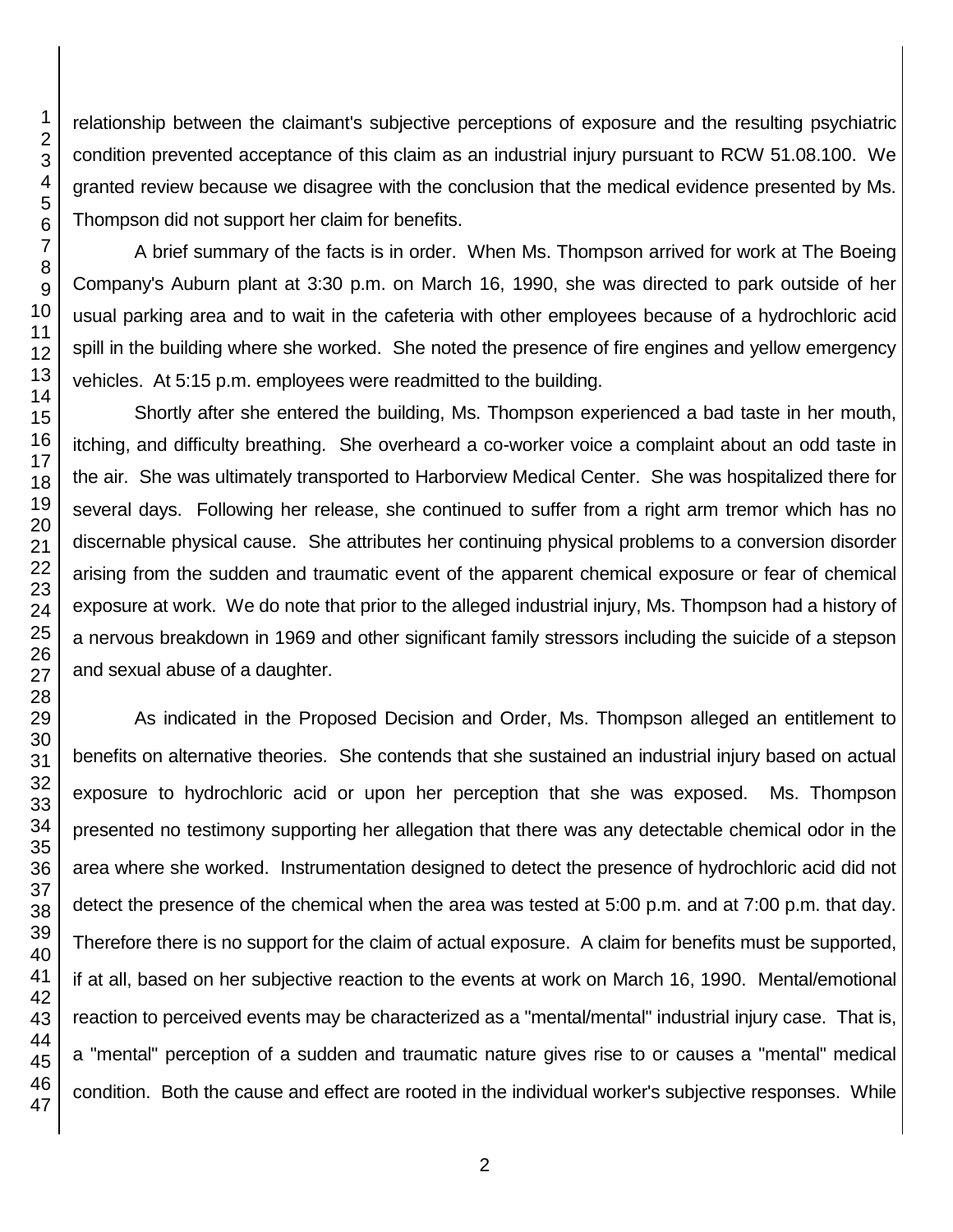relationship between the claimant's subjective perceptions of exposure and the resulting psychiatric condition prevented acceptance of this claim as an industrial injury pursuant to RCW 51.08.100. We granted review because we disagree with the conclusion that the medical evidence presented by Ms. Thompson did not support her claim for benefits.

A brief summary of the facts is in order. When Ms. Thompson arrived for work at The Boeing Company's Auburn plant at 3:30 p.m. on March 16, 1990, she was directed to park outside of her usual parking area and to wait in the cafeteria with other employees because of a hydrochloric acid spill in the building where she worked. She noted the presence of fire engines and yellow emergency vehicles. At 5:15 p.m. employees were readmitted to the building.

Shortly after she entered the building, Ms. Thompson experienced a bad taste in her mouth, itching, and difficulty breathing. She overheard a co-worker voice a complaint about an odd taste in the air. She was ultimately transported to Harborview Medical Center. She was hospitalized there for several days. Following her release, she continued to suffer from a right arm tremor which has no discernable physical cause. She attributes her continuing physical problems to a conversion disorder arising from the sudden and traumatic event of the apparent chemical exposure or fear of chemical exposure at work. We do note that prior to the alleged industrial injury, Ms. Thompson had a history of a nervous breakdown in 1969 and other significant family stressors including the suicide of a stepson and sexual abuse of a daughter.

As indicated in the Proposed Decision and Order, Ms. Thompson alleged an entitlement to benefits on alternative theories. She contends that she sustained an industrial injury based on actual exposure to hydrochloric acid or upon her perception that she was exposed. Ms. Thompson presented no testimony supporting her allegation that there was any detectable chemical odor in the area where she worked. Instrumentation designed to detect the presence of hydrochloric acid did not detect the presence of the chemical when the area was tested at 5:00 p.m. and at 7:00 p.m. that day. Therefore there is no support for the claim of actual exposure. A claim for benefits must be supported, if at all, based on her subjective reaction to the events at work on March 16, 1990. Mental/emotional reaction to perceived events may be characterized as a "mental/mental" industrial injury case. That is, a "mental" perception of a sudden and traumatic nature gives rise to or causes a "mental" medical condition. Both the cause and effect are rooted in the individual worker's subjective responses. While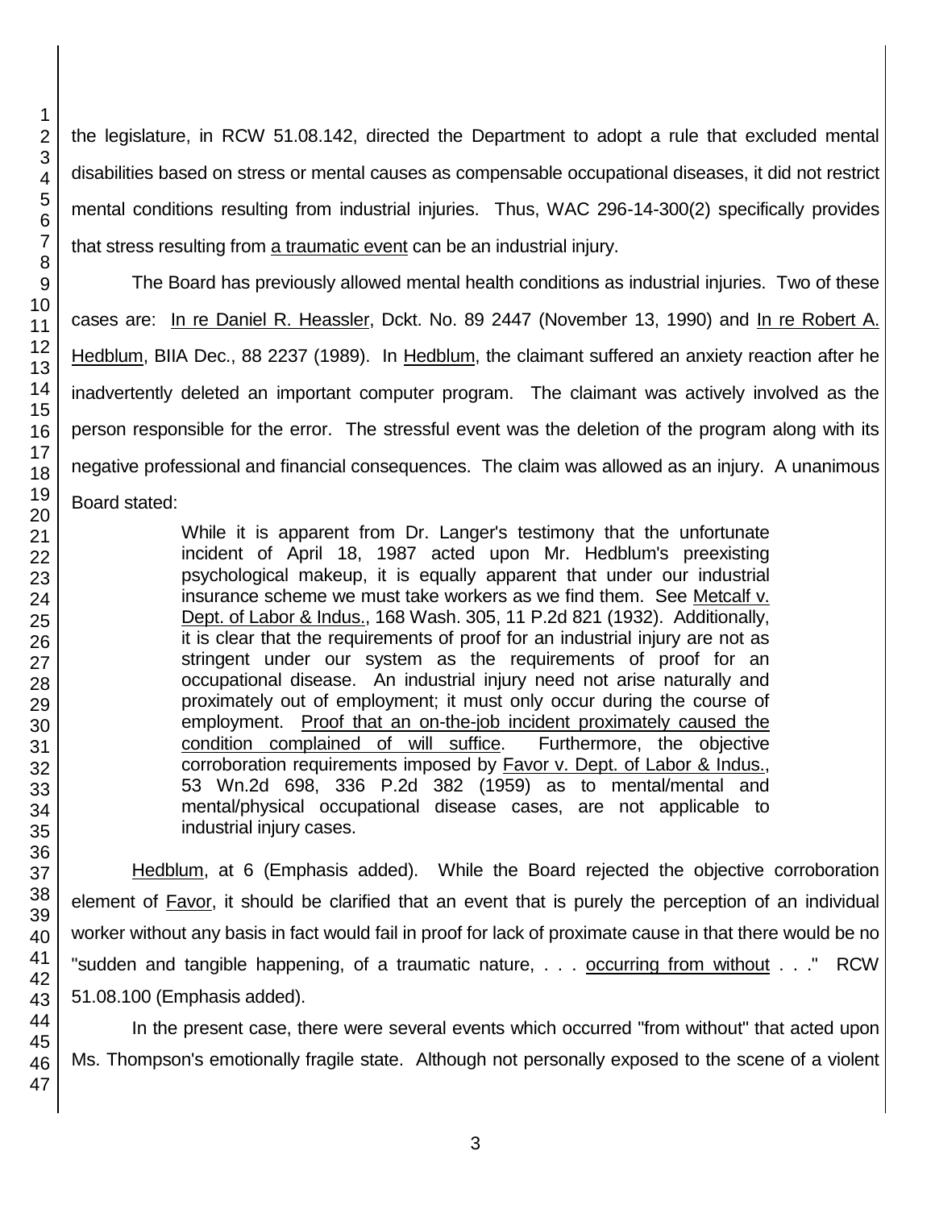the legislature, in RCW 51.08.142, directed the Department to adopt a rule that excluded mental disabilities based on stress or mental causes as compensable occupational diseases, it did not restrict mental conditions resulting from industrial injuries. Thus, WAC 296-14-300(2) specifically provides that stress resulting from <u>a traumatic event</u> can be an industrial injury.

The Board has previously allowed mental health conditions as industrial injuries. Two of these cases are: <u>In re Daniel R. Heassler</u>, Dckt. No. 89 2447 (November 13, 1990) and <u>In re Robert A. Hedblum</u>, BIIA Dec., 88 2237 (1989). In <u>Hedblum</u>, the claimant suffered an anxiety reaction after he inadvertently deleted an important computer program. The claimant was actively involved as the person responsible for the error. The stressful event was the deletion of the program along with its negative professional and financial consequences. The claim was allowed as an injury. A unanimous Board stated:

> While it is apparent from Dr. Langer's testimony that the unfortunate incident of April 18, 1987 acted upon Mr. Hedblum's preexisting psychological makeup, it is equally apparent that under our industrial insurance scheme we must take workers as we find them. See <u>Metcalf v. Dept. of Labor & Indus.</u>, 168 Wash. 305, 11 P.2d 821 (1932). Additionally, it is clear that the requirements of proof for an industrial injury are not as stringent under our system as the requirements of proof for an occupational disease. An industrial injury need not arise naturally and proximately out of employment; it must only occur during the course of employment. <u>Proof that an on-the-job incident proximately caused the condition complained of will suffice</u>. Furthermore, the objective corroboration requirements imposed by <u>Favor v. Dept. of Labor & Indus.</u>, 53 Wn.2d 698, 336 P.2d 382 (1959) as to mental/mental and mental/physical occupational disease cases, are not applicable to industrial injury cases.

<u>Hedblum</u>, at 6 (Emphasis added). While the Board rejected the objective corroboration element of <u>Favor</u>, it should be clarified that an event that is purely the perception of an individual worker without any basis in fact would fail in proof for lack of proximate cause in that there would be no "sudden and tangible happening, of a traumatic nature, . . . <u>occurring from without</u> . . ." RCW 51.08.100 (Emphasis added).

In the present case, there were several events which occurred "from without" that acted upon Ms. Thompson's emotionally fragile state. Although not personally exposed to the scene of a violent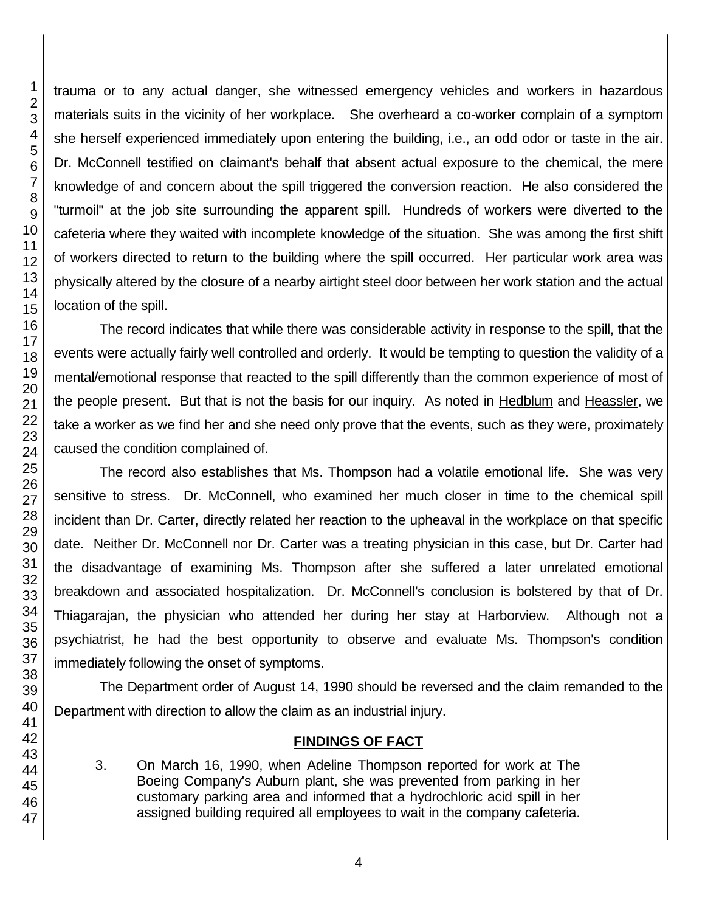trauma or to any actual danger, she witnessed emergency vehicles and workers in hazardous materials suits in the vicinity of her workplace. She overheard a co-worker complain of a symptom she herself experienced immediately upon entering the building, i.e., an odd odor or taste in the air. Dr. McConnell testified on claimant's behalf that absent actual exposure to the chemical, the mere knowledge of and concern about the spill triggered the conversion reaction. He also considered the "turmoil" at the job site surrounding the apparent spill. Hundreds of workers were diverted to the cafeteria where they waited with incomplete knowledge of the situation. She was among the first shift of workers directed to return to the building where the spill occurred. Her particular work area was physically altered by the closure of a nearby airtight steel door between her work station and the actual location of the spill.

The record indicates that while there was considerable activity in response to the spill, that the events were actually fairly well controlled and orderly. It would be tempting to question the validity of a mental/emotional response that reacted to the spill differently than the common experience of most of the people present. But that is not the basis for our inquiry. As noted in Hedblum and Heassler, we take a worker as we find her and she need only prove that the events, such as they were, proximately caused the condition complained of.

The record also establishes that Ms. Thompson had a volatile emotional life. She was very sensitive to stress. Dr. McConnell, who examined her much closer in time to the chemical spill incident than Dr. Carter, directly related her reaction to the upheaval in the workplace on that specific date. Neither Dr. McConnell nor Dr. Carter was a treating physician in this case, but Dr. Carter had the disadvantage of examining Ms. Thompson after she suffered a later unrelated emotional breakdown and associated hospitalization. Dr. McConnell's conclusion is bolstered by that of Dr. Thiagarajan, the physician who attended her during her stay at Harborview. Although not a psychiatrist, he had the best opportunity to observe and evaluate Ms. Thompson's condition immediately following the onset of symptoms.

The Department order of August 14, 1990 should be reversed and the claim remanded to the Department with direction to allow the claim as an industrial injury.

## FINDINGS OF FACT

3. On March 16, 1990, when Adeline Thompson reported for work at The Boeing Company's Auburn plant, she was prevented from parking in her customary parking area and informed that a hydrochloric acid spill in her assigned building required all employees to wait in the company cafeteria.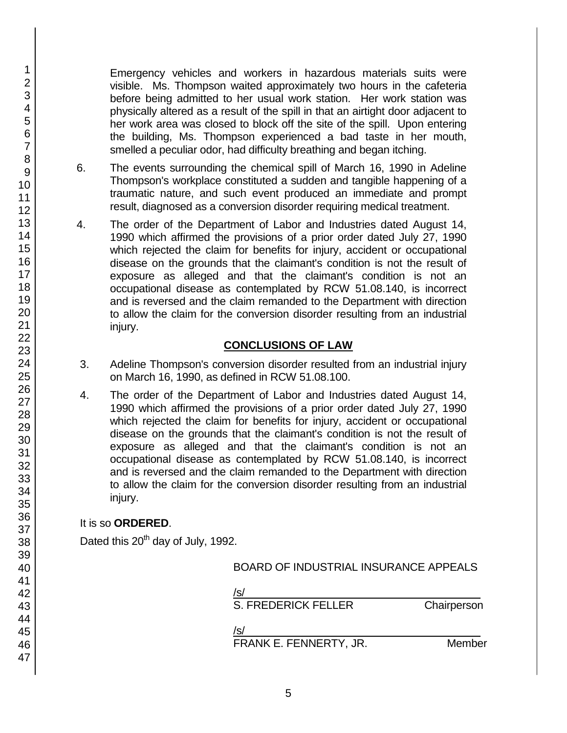Emergency vehicles and workers in hazardous materials suits were visible. Ms. Thompson waited approximately two hours in the cafeteria before being admitted to her usual work station. Her work station was physically altered as a result of the spill in that an airtight door adjacent to her work area was closed to block off the site of the spill. Upon entering the building, Ms. Thompson experienced a bad taste in her mouth, smelled a peculiar odor, had difficulty breathing and began itching.

6. The events surrounding the chemical spill of March 16, 1990 in Adeline Thompson's workplace constituted a sudden and tangible happening of a traumatic nature, and such event produced an immediate and prompt result, diagnosed as a conversion disorder requiring medical treatment.

4. The order of the Department of Labor and Industries dated August 14, 1990 which affirmed the provisions of a prior order dated July 27, 1990 which rejected the claim for benefits for injury, accident or occupational disease on the grounds that the claimant's condition is not the result of exposure as alleged and that the claimant's condition is not an occupational disease as contemplated by RCW 51.08.140, is incorrect and is reversed and the claim remanded to the Department with direction to allow the claim for the conversion disorder resulting from an industrial injury.

## CONCLUSIONS OF LAW

3. Adeline Thompson's conversion disorder resulted from an industrial injury on March 16, 1990, as defined in RCW 51.08.100.

4. The order of the Department of Labor and Industries dated August 14, 1990 which affirmed the provisions of a prior order dated July 27, 1990 which rejected the claim for benefits for injury, accident or occupational disease on the grounds that the claimant's condition is not the result of exposure as alleged and that the claimant's condition is not an occupational disease as contemplated by RCW 51.08.140, is incorrect and is reversed and the claim remanded to the Department with direction to allow the claim for the conversion disorder resulting from an industrial injury.

It is so **ORDERED**.

Dated this 20th day of July, 1992.

BOARD OF INDUSTRIAL INSURANCE APPEALS

/s/
S. FREDERICK FELLER Chairperson

/s/
FRANK E. FENNERTY, JR. Member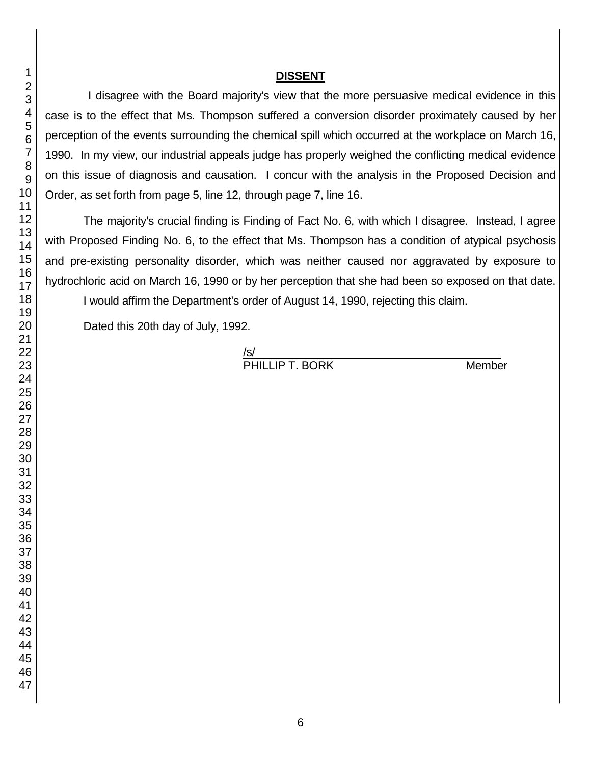## DISSENT

I disagree with the Board majority's view that the more persuasive medical evidence in this case is to the effect that Ms. Thompson suffered a conversion disorder proximately caused by her perception of the events surrounding the chemical spill which occurred at the workplace on March 16, 1990. In my view, our industrial appeals judge has properly weighed the conflicting medical evidence on this issue of diagnosis and causation. I concur with the analysis in the Proposed Decision and Order, as set forth from page 5, line 12, through page 7, line 16.

The majority's crucial finding is Finding of Fact No. 6, with which I disagree. Instead, I agree with Proposed Finding No. 6, to the effect that Ms. Thompson has a condition of atypical psychosis and pre-existing personality disorder, which was neither caused nor aggravated by exposure to hydrochloric acid on March 16, 1990 or by her perception that she had been so exposed on that date.

I would affirm the Department's order of August 14, 1990, rejecting this claim.

Dated this 20th day of July, 1992.

/s/

PHILLIP T. BORK Member